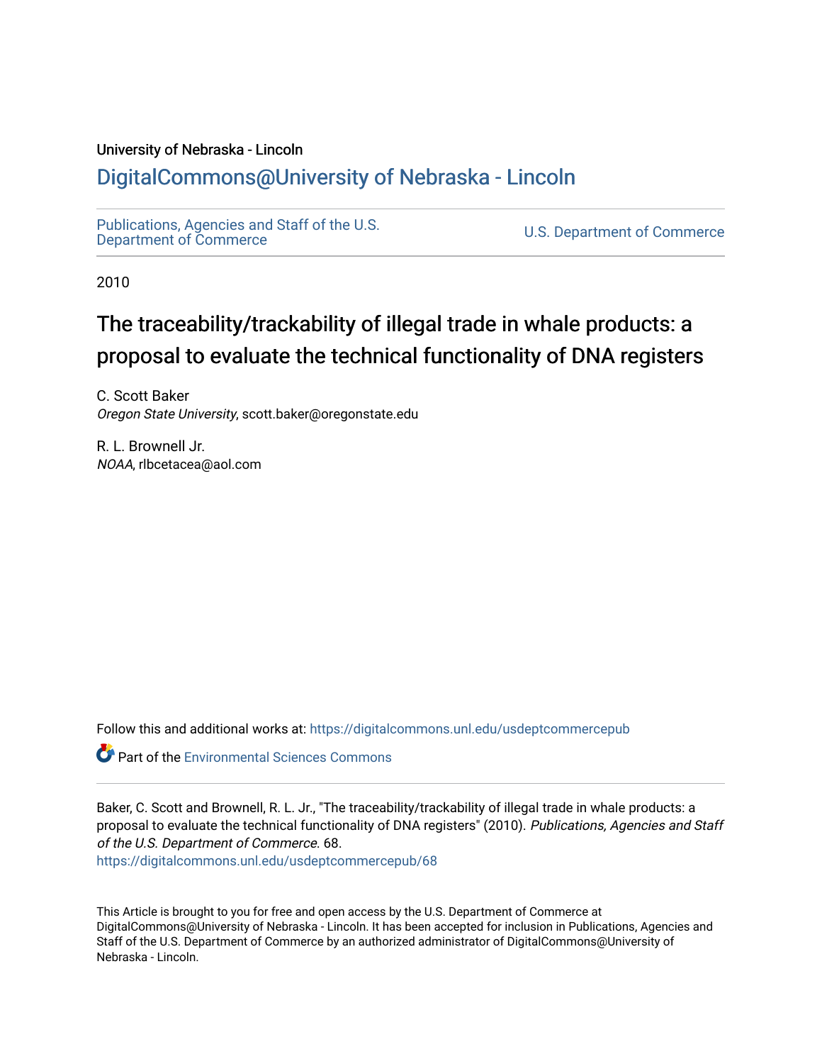University of Nebraska - Lincoln

## DigitalCommons@University of Nebraska - Lincoln

Publications, Agencies and Staff of the U.S. Department of Commerce

U.S. Department of Commerce

2010

# The traceability/trackability of illegal trade in whale products: a proposal to evaluate the technical functionality of DNA registers

C. Scott Baker
*Oregon State University*, scott.baker@oregonstate.edu

R. L. Brownell Jr.
*NOAA*, rlbcetacea@aol.com

Follow this and additional works at: https://digitalcommons.unl.edu/usdeptcommercepub

Part of the Environmental Sciences Commons

Baker, C. Scott and Brownell, R. L. Jr., "The traceability/trackability of illegal trade in whale products: a proposal to evaluate the technical functionality of DNA registers" (2010). *Publications, Agencies and Staff of the U.S. Department of Commerce*. 68.
https://digitalcommons.unl.edu/usdeptcommercepub/68

This Article is brought to you for free and open access by the U.S. Department of Commerce at DigitalCommons@University of Nebraska - Lincoln. It has been accepted for inclusion in Publications, Agencies and Staff of the U.S. Department of Commerce by an authorized administrator of DigitalCommons@University of Nebraska - Lincoln.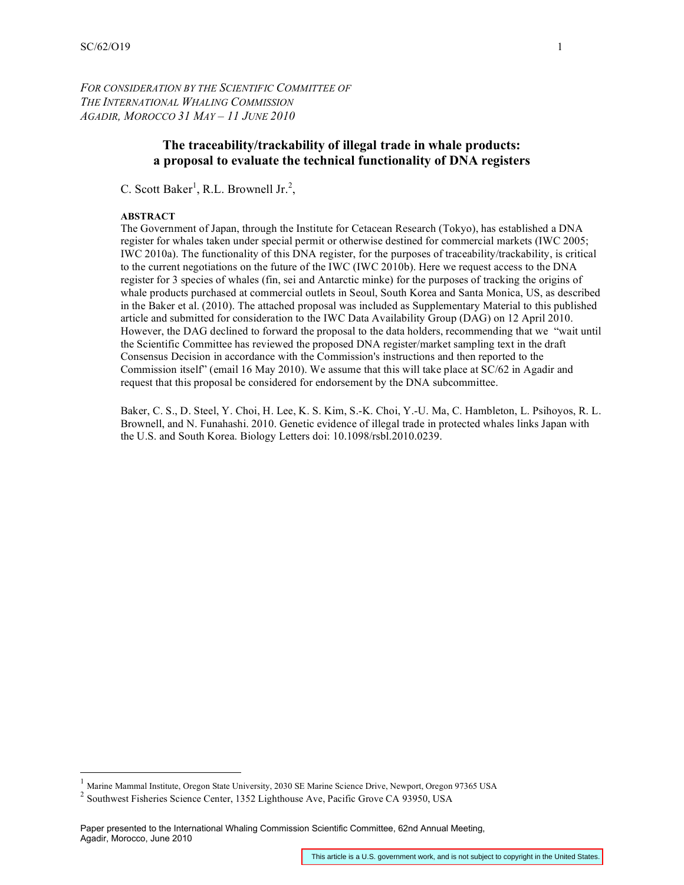*FOR CONSIDERATION BY THE SCIENTIFIC COMMITTEE OF THE INTERNATIONAL WHALING COMMISSION*
*AGADIR, MOROCCO 31 MAY – 11 JUNE 2010*

# The traceability/trackability of illegal trade in whale products: a proposal to evaluate the technical functionality of DNA registers

C. Scott Baker[1], R.L. Brownell Jr.[2],

**ABSTRACT**

The Government of Japan, through the Institute for Cetacean Research (Tokyo), has established a DNA register for whales taken under special permit or otherwise destined for commercial markets (IWC 2005; IWC 2010a). The functionality of this DNA register, for the purposes of traceability/trackability, is critical to the current negotiations on the future of the IWC (IWC 2010b). Here we request access to the DNA register for 3 species of whales (fin, sei and Antarctic minke) for the purposes of tracking the origins of whale products purchased at commercial outlets in Seoul, South Korea and Santa Monica, US, as described in the Baker et al. (2010). The attached proposal was included as Supplementary Material to this published article and submitted for consideration to the IWC Data Availability Group (DAG) on 12 April 2010. However, the DAG declined to forward the proposal to the data holders, recommending that we "wait until the Scientific Committee has reviewed the proposed DNA register/market sampling text in the draft Consensus Decision in accordance with the Commission's instructions and then reported to the Commission itself" (email 16 May 2010). We assume that this will take place at SC/62 in Agadir and request that this proposal be considered for endorsement by the DNA subcommittee.

Baker, C. S., D. Steel, Y. Choi, H. Lee, K. S. Kim, S.-K. Choi, Y.-U. Ma, C. Hambleton, L. Psihoyos, R. L. Brownell, and N. Funahashi. 2010. Genetic evidence of illegal trade in protected whales links Japan with the U.S. and South Korea. Biology Letters doi: 10.1098/rsbl.2010.0239.

---

[1] Marine Mammal Institute, Oregon State University, 2030 SE Marine Science Drive, Newport, Oregon 97365 USA

[2] Southwest Fisheries Science Center, 1352 Lighthouse Ave, Pacific Grove CA 93950, USA

Paper presented to the International Whaling Commission Scientific Committee, 62nd Annual Meeting, Agadir, Morocco, June 2010

This article is a U.S. government work, and is not subject to copyright in the United States.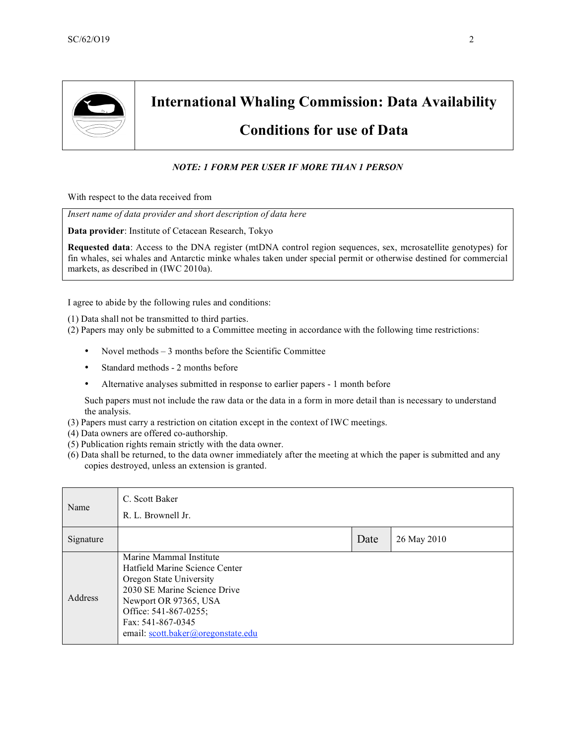# International Whaling Commission: Data Availability

# Conditions for use of Data

***NOTE: 1 FORM PER USER IF MORE THAN 1 PERSON***

With respect to the data received from

| *Insert name of data provider and short description of data here* |
|---|
| **Data provider**: Institute of Cetacean Research, Tokyo |
| **Requested data**: Access to the DNA register (mtDNA control region sequences, sex, mcrosatellite genotypes) for fin whales, sei whales and Antarctic minke whales taken under special permit or otherwise destined for commercial markets, as described in (IWC 2010a). |

I agree to abide by the following rules and conditions:

(1) Data shall not be transmitted to third parties.
(2) Papers may only be submitted to a Committee meeting in accordance with the following time restrictions:

- Novel methods – 3 months before the Scientific Committee
- Standard methods - 2 months before
- Alternative analyses submitted in response to earlier papers - 1 month before

Such papers must not include the raw data or the data in a form in more detail than is necessary to understand the analysis.

(3) Papers must carry a restriction on citation except in the context of IWC meetings.
(4) Data owners are offered co-authorship.
(5) Publication rights remain strictly with the data owner.
(6) Data shall be returned, to the data owner immediately after the meeting at which the paper is submitted and any copies destroyed, unless an extension is granted.

| Name | C. Scott Baker<br>R. L. Brownell Jr. | | |
|---|---|---|---|
| Signature | | Date | 26 May 2010 |
| Address | Marine Mammal Institute<br>Hatfield Marine Science Center<br>Oregon State University<br>2030 SE Marine Science Drive<br>Newport OR 97365, USA<br>Office: 541-867-0255;<br>Fax: 541-867-0345<br>email: scott.baker@oregonstate.edu | | |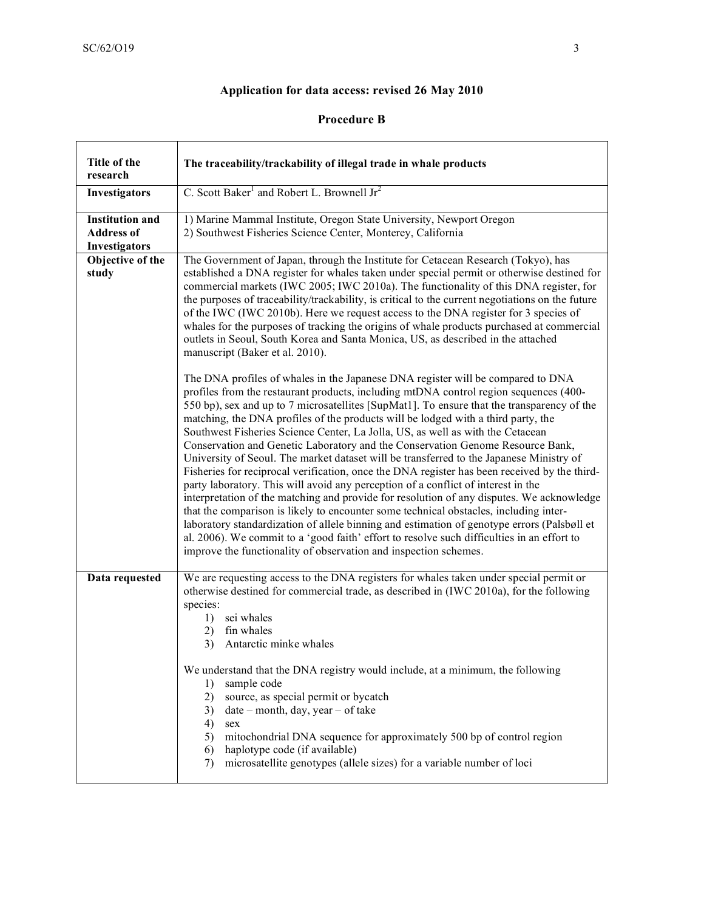# Application for data access: revised 26 May 2010

## Procedure B

| | |
|---|---|
| **Title of the research** | **The traceability/trackability of illegal trade in whale products** |
| **Investigators** | C. Scott Baker[1] and Robert L. Brownell Jr[2] |
| **Institution and Address of Investigators** | 1) Marine Mammal Institute, Oregon State University, Newport Oregon<br>2) Southwest Fisheries Science Center, Monterey, California |
| **Objective of the study** | The Government of Japan, through the Institute for Cetacean Research (Tokyo), has established a DNA register for whales taken under special permit or otherwise destined for commercial markets (IWC 2005; IWC 2010a). The functionality of this DNA register, for the purposes of traceability/trackability, is critical to the current negotiations on the future of the IWC (IWC 2010b). Here we request access to the DNA register for 3 species of whales for the purposes of tracking the origins of whale products purchased at commercial outlets in Seoul, South Korea and Santa Monica, US, as described in the attached manuscript (Baker et al. 2010).<br><br>The DNA profiles of whales in the Japanese DNA register will be compared to DNA profiles from the restaurant products, including mtDNA control region sequences (400-550 bp), sex and up to 7 microsatellites [SupMat1]. To ensure that the transparency of the matching, the DNA profiles of the products will be lodged with a third party, the Southwest Fisheries Science Center, La Jolla, US, as well as with the Cetacean Conservation and Genetic Laboratory and the Conservation Genome Resource Bank, University of Seoul. The market dataset will be transferred to the Japanese Ministry of Fisheries for reciprocal verification, once the DNA register has been received by the third-party laboratory. This will avoid any perception of a conflict of interest in the interpretation of the matching and provide for resolution of any disputes. We acknowledge that the comparison is likely to encounter some technical obstacles, including inter-laboratory standardization of allele binning and estimation of genotype errors (Palsbøll et al. 2006). We commit to a 'good faith' effort to resolve such difficulties in an effort to improve the functionality of observation and inspection schemes. |
| **Data requested** | We are requesting access to the DNA registers for whales taken under special permit or otherwise destined for commercial trade, as described in (IWC 2010a), for the following species:<br>1) sei whales<br>2) fin whales<br>3) Antarctic minke whales<br><br>We understand that the DNA registry would include, at a minimum, the following<br>1) sample code<br>2) source, as special permit or bycatch<br>3) date – month, day, year – of take<br>4) sex<br>5) mitochondrial DNA sequence for approximately 500 bp of control region<br>6) haplotype code (if available)<br>7) microsatellite genotypes (allele sizes) for a variable number of loci |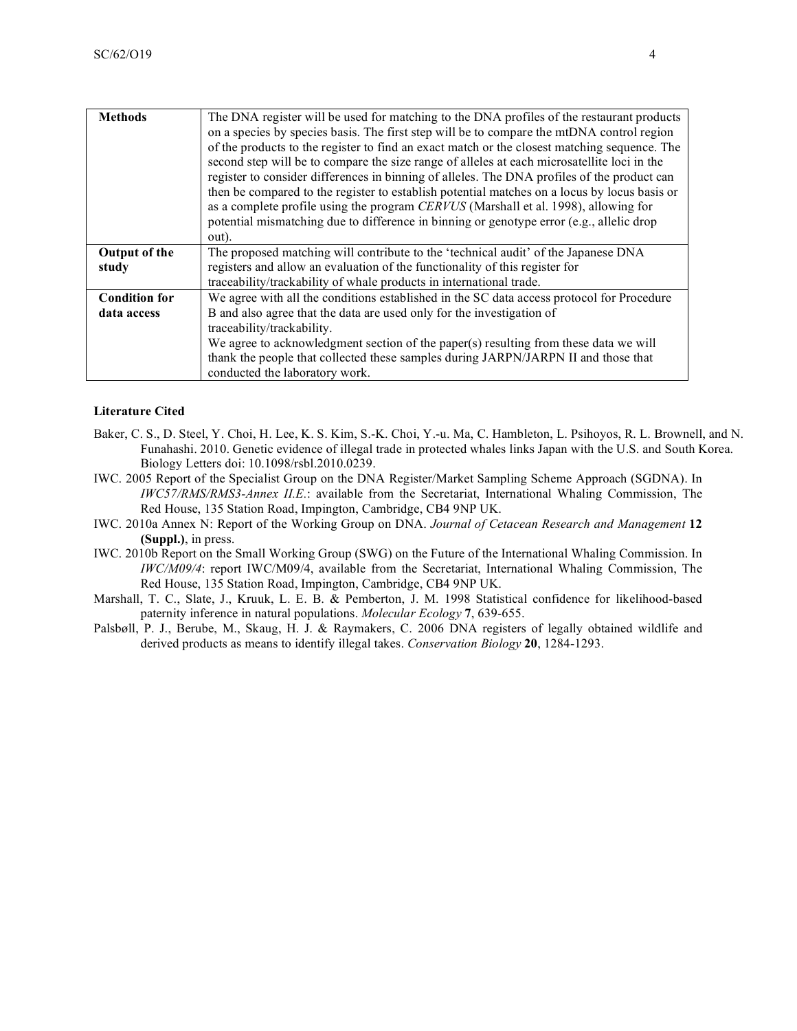| | |
|---|---|
| **Methods** | The DNA register will be used for matching to the DNA profiles of the restaurant products on a species by species basis. The first step will be to compare the mtDNA control region of the products to the register to find an exact match or the closest matching sequence. The second step will be to compare the size range of alleles at each microsatellite loci in the register to consider differences in binning of alleles. The DNA profiles of the product can then be compared to the register to establish potential matches on a locus by locus basis or as a complete profile using the program *CERVUS* (Marshall et al. 1998), allowing for potential mismatching due to difference in binning or genotype error (e.g., allelic drop out). |
| **Output of the study** | The proposed matching will contribute to the 'technical audit' of the Japanese DNA registers and allow an evaluation of the functionality of this register for traceability/trackability of whale products in international trade. |
| **Condition for data access** | We agree with all the conditions established in the SC data access protocol for Procedure B and also agree that the data are used only for the investigation of traceability/trackability.<br>We agree to acknowledgment section of the paper(s) resulting from these data we will thank the people that collected these samples during JARPN/JARPN II and those that conducted the laboratory work. |

**Literature Cited**

Baker, C. S., D. Steel, Y. Choi, H. Lee, K. S. Kim, S.-K. Choi, Y.-u. Ma, C. Hambleton, L. Psihoyos, R. L. Brownell, and N. Funahashi. 2010. Genetic evidence of illegal trade in protected whales links Japan with the U.S. and South Korea. Biology Letters doi: 10.1098/rsbl.2010.0239.

IWC. 2005 Report of the Specialist Group on the DNA Register/Market Sampling Scheme Approach (SGDNA). In *IWC57/RMS/RMS3-Annex II.E.*: available from the Secretariat, International Whaling Commission, The Red House, 135 Station Road, Impington, Cambridge, CB4 9NP UK.

IWC. 2010a Annex N: Report of the Working Group on DNA. *Journal of Cetacean Research and Management* **12 (Suppl.)**, in press.

IWC. 2010b Report on the Small Working Group (SWG) on the Future of the International Whaling Commission. In *IWC/M09/4*: report IWC/M09/4, available from the Secretariat, International Whaling Commission, The Red House, 135 Station Road, Impington, Cambridge, CB4 9NP UK.

Marshall, T. C., Slate, J., Kruuk, L. E. B. & Pemberton, J. M. 1998 Statistical confidence for likelihood-based paternity inference in natural populations. *Molecular Ecology* **7**, 639-655.

Palsbøll, P. J., Berube, M., Skaug, H. J. & Raymakers, C. 2006 DNA registers of legally obtained wildlife and derived products as means to identify illegal takes. *Conservation Biology* **20**, 1284-1293.